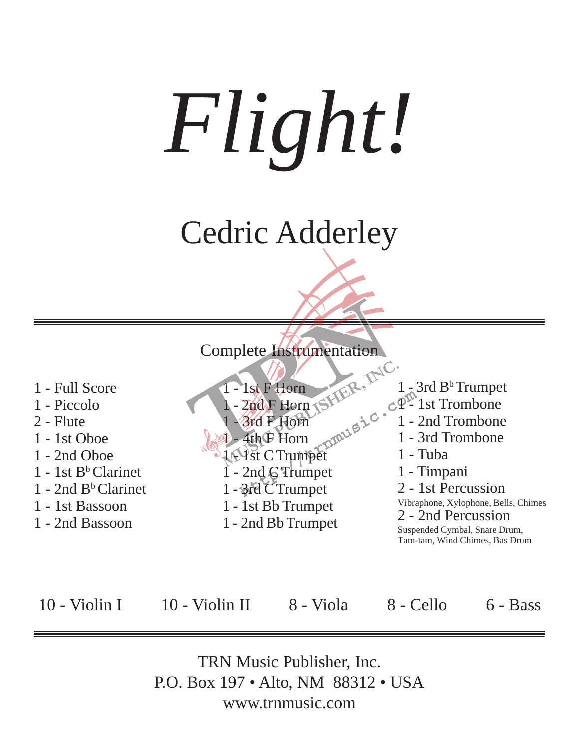# *Flight!*

## Cedric Adderley

Complete Instrumentation

- 1 - Full Score
- 1 - Piccolo
- 2 - Flute
- 1 - 1st Oboe
- 1 - 2nd Oboe
- 1 - 1st B♭ Clarinet
- 1 - 2nd B♭ Clarinet
- 1 - 1st Bassoon
- 1 - 2nd Bassoon
- 1 - 1st F Horn
- 1 - 2nd F Horn
- 1 - 3rd F Horn
- 1 - 4th F Horn
- 1 - 1st C Trumpet
- 1 - 2nd C Trumpet
- 1 - 3rd C Trumpet
- 1 - 1st Bb Trumpet
- 1 - 2nd Bb Trumpet
- 1 - 3rd B♭ Trumpet
- 1 - 1st Trombone
- 1 - 2nd Trombone
- 1 - 3rd Trombone
- 1 - Tuba
- 1 - Timpani
- 2 - 1st Percussion
  Vibraphone, Xylophone, Bells, Chimes
- 2 - 2nd Percussion
  Suspended Cymbal, Snare Drum, Tam-tam, Wind Chimes, Bas Drum

10 - Violin I    10 - Violin II    8 - Viola    8 - Cello    6 - Bass

TRN Music Publisher, Inc.
P.O. Box 197 • Alto, NM 88312 • USA
www.trnmusic.com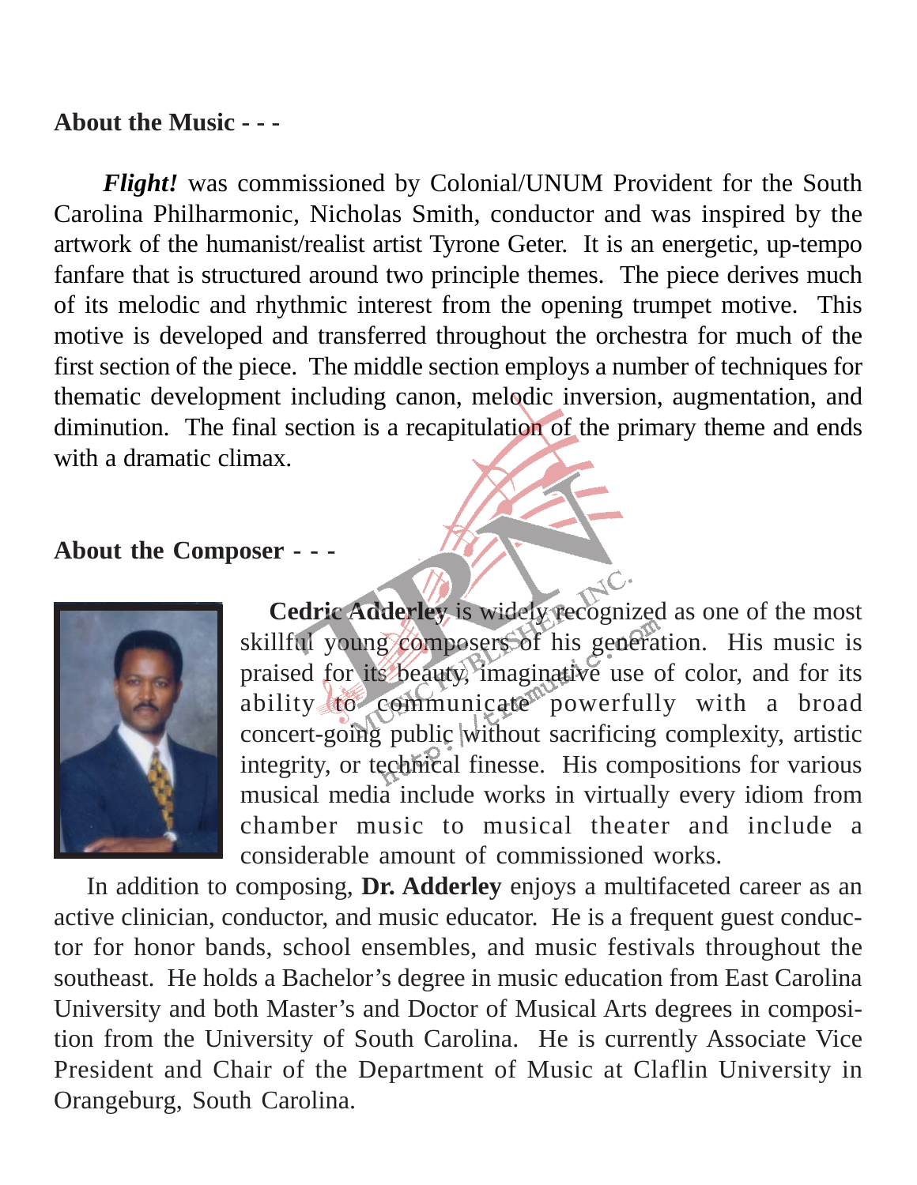**About the Music - - -**

***Flight!*** was commissioned by Colonial/UNUM Provident for the South Carolina Philharmonic, Nicholas Smith, conductor and was inspired by the artwork of the humanist/realist artist Tyrone Geter. It is an energetic, up-tempo fanfare that is structured around two principle themes. The piece derives much of its melodic and rhythmic interest from the opening trumpet motive. This motive is developed and transferred throughout the orchestra for much of the first section of the piece. The middle section employs a number of techniques for thematic development including canon, melodic inversion, augmentation, and diminution. The final section is a recapitulation of the primary theme and ends with a dramatic climax.

**About the Composer - - -**

**Cedric Adderley** is widely recognized as one of the most skillful young composers of his generation. His music is praised for its beauty, imaginative use of color, and for its ability to communicate powerfully with a broad concert-going public without sacrificing complexity, artistic integrity, or technical finesse. His compositions for various musical media include works in virtually every idiom from chamber music to musical theater and include a considerable amount of commissioned works.

In addition to composing, **Dr. Adderley** enjoys a multifaceted career as an active clinician, conductor, and music educator. He is a frequent guest conductor for honor bands, school ensembles, and music festivals throughout the southeast. He holds a Bachelor's degree in music education from East Carolina University and both Master's and Doctor of Musical Arts degrees in composition from the University of South Carolina. He is currently Associate Vice President and Chair of the Department of Music at Claflin University in Orangeburg, South Carolina.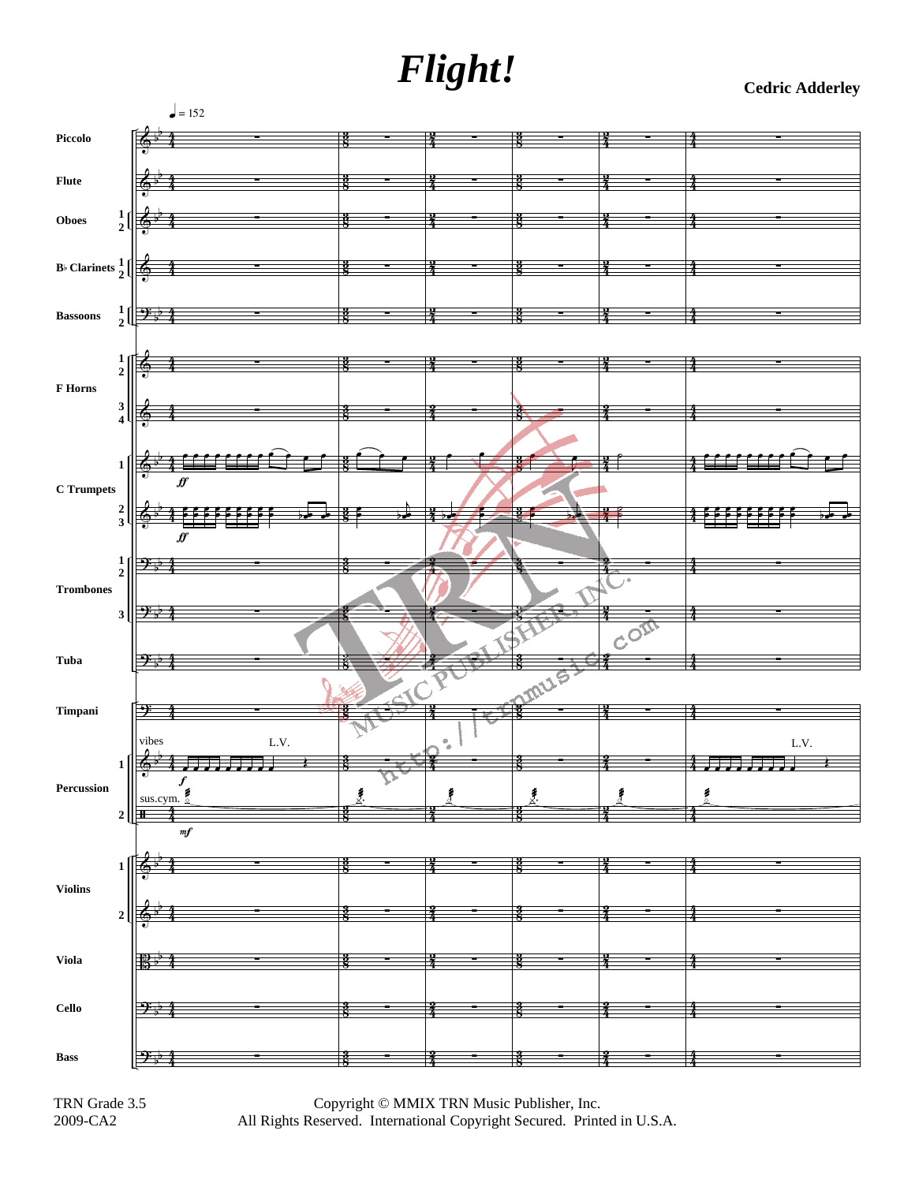# *Flight!*

**Cedric Adderley**

TRN Grade 3.5
2009-CA2

Copyright © MMIX TRN Music Publisher, Inc.
All Rights Reserved. International Copyright Secured. Printed in U.S.A.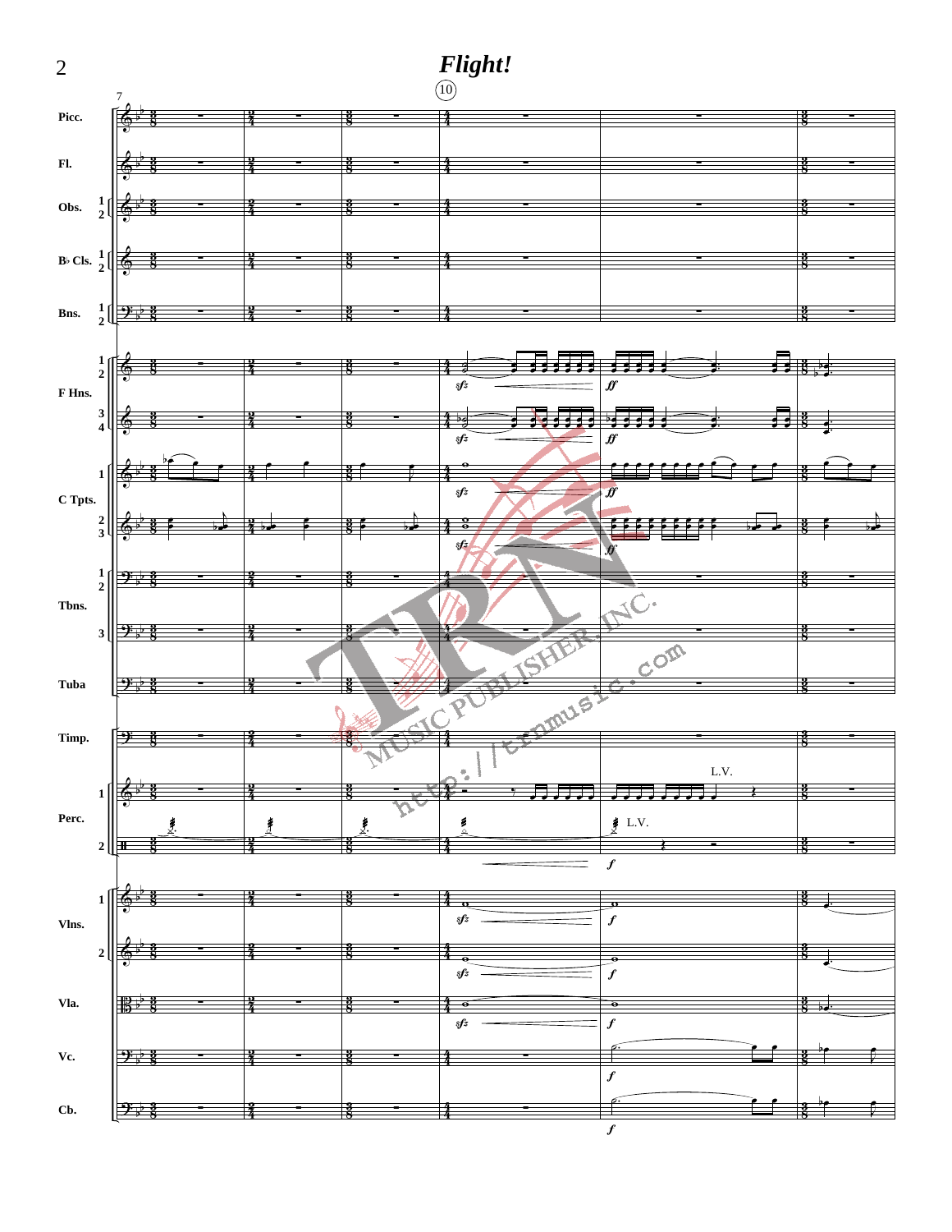# *Flight!*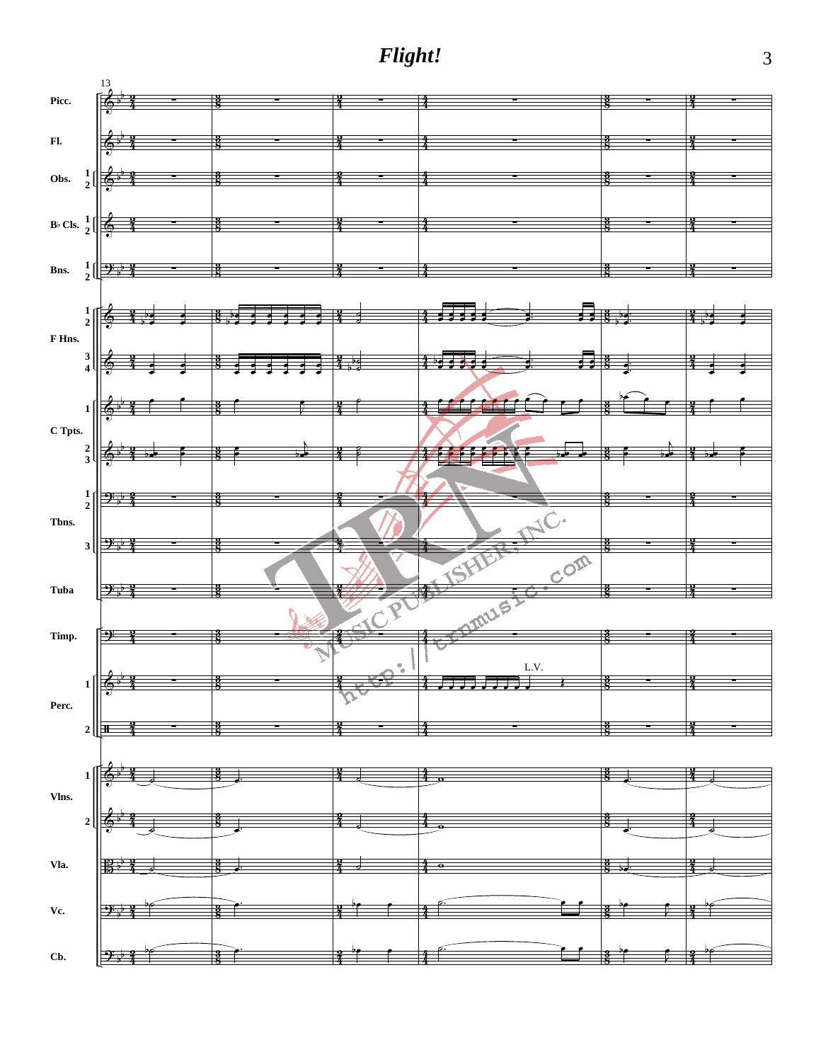# *Flight!*

13

Picc.

Fl.

Obs. 1 2

B♭ Cls. 1 2

Bns. 1 2

F Hns. 1 2 3 4

C Tpts. 1 2 3

Tbns. 1 2 3

Tuba

Timp.

Perc. 1 2

L.V.

Vlns. 1 2

Vla.

Vc.

Cb.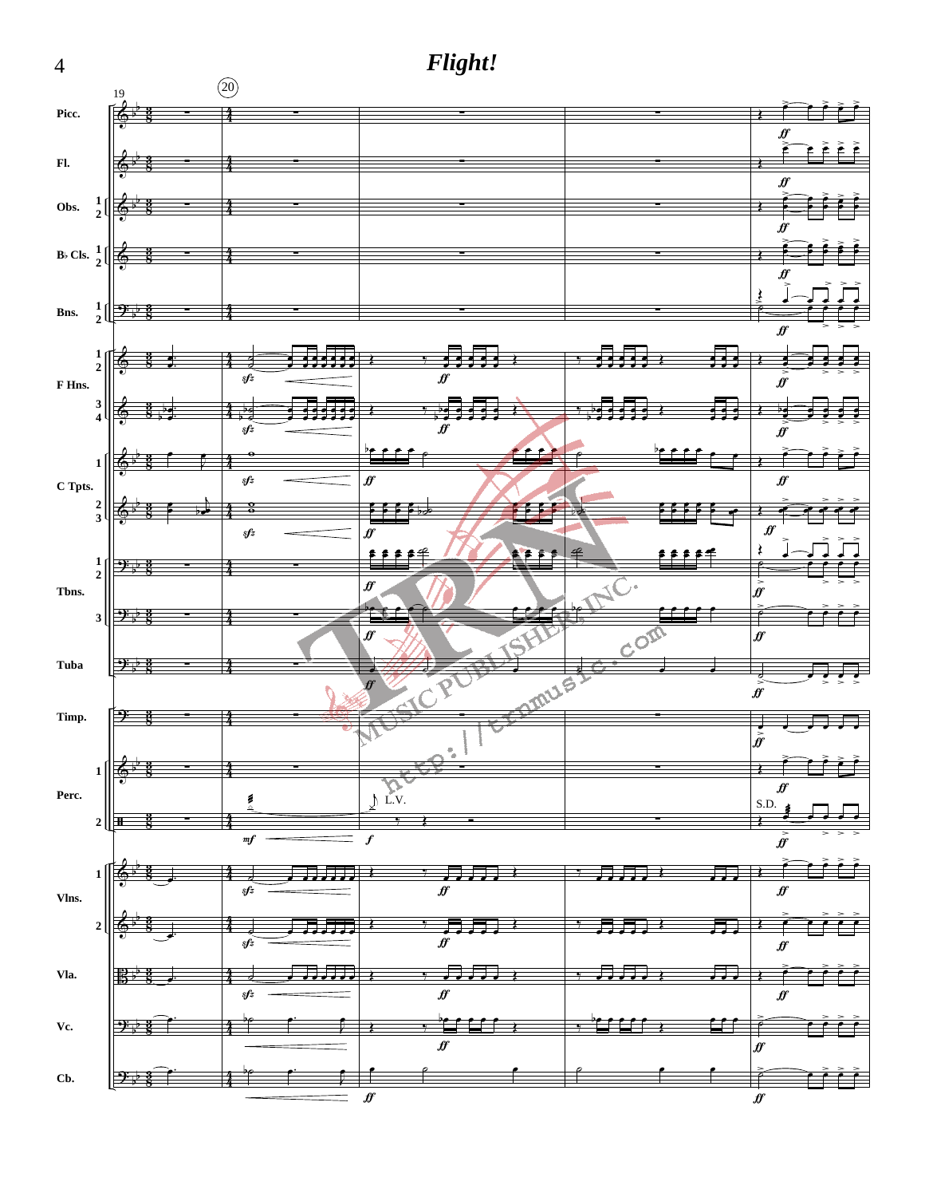# *Flight!*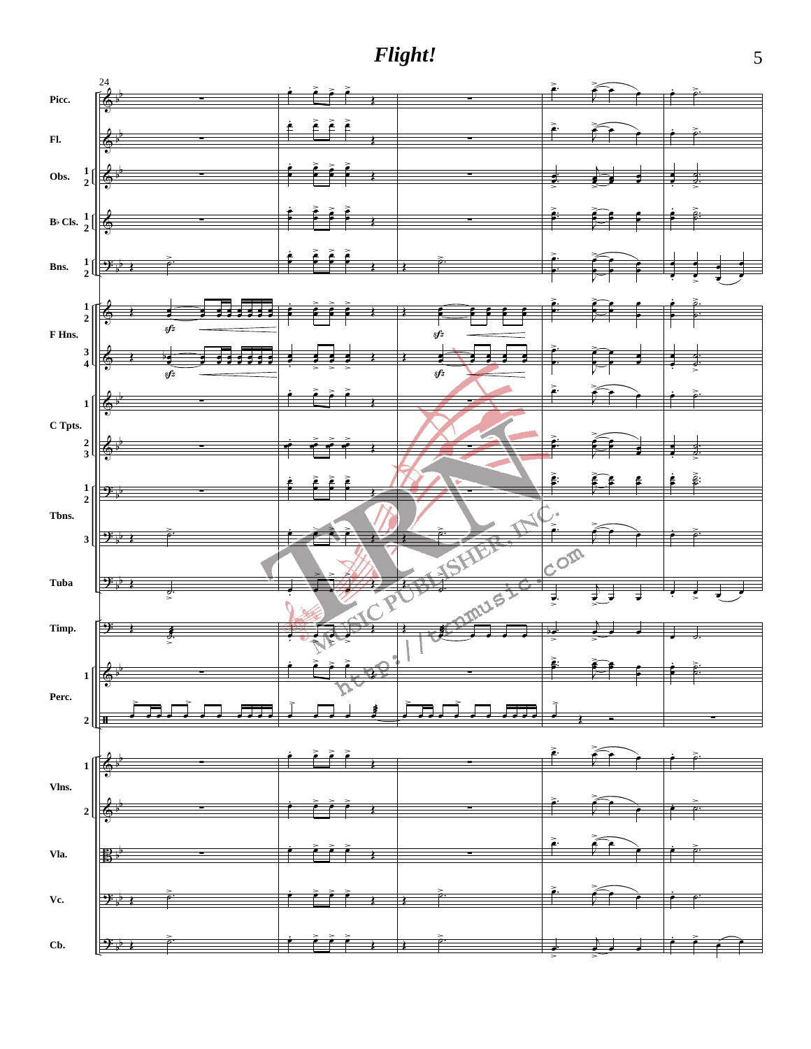# *Flight!*

24

Picc.

Fl.

Obs. 1 2

B♭ Cls. 1 2

Bns. 1 2

F Hns. 1 2

3 4

C Tpts. 1

2 3

Tbns. 1 2

3

Tuba

Timp.

Perc. 1

2

Vlns. 1

2

Vla.

Vc.

Cb.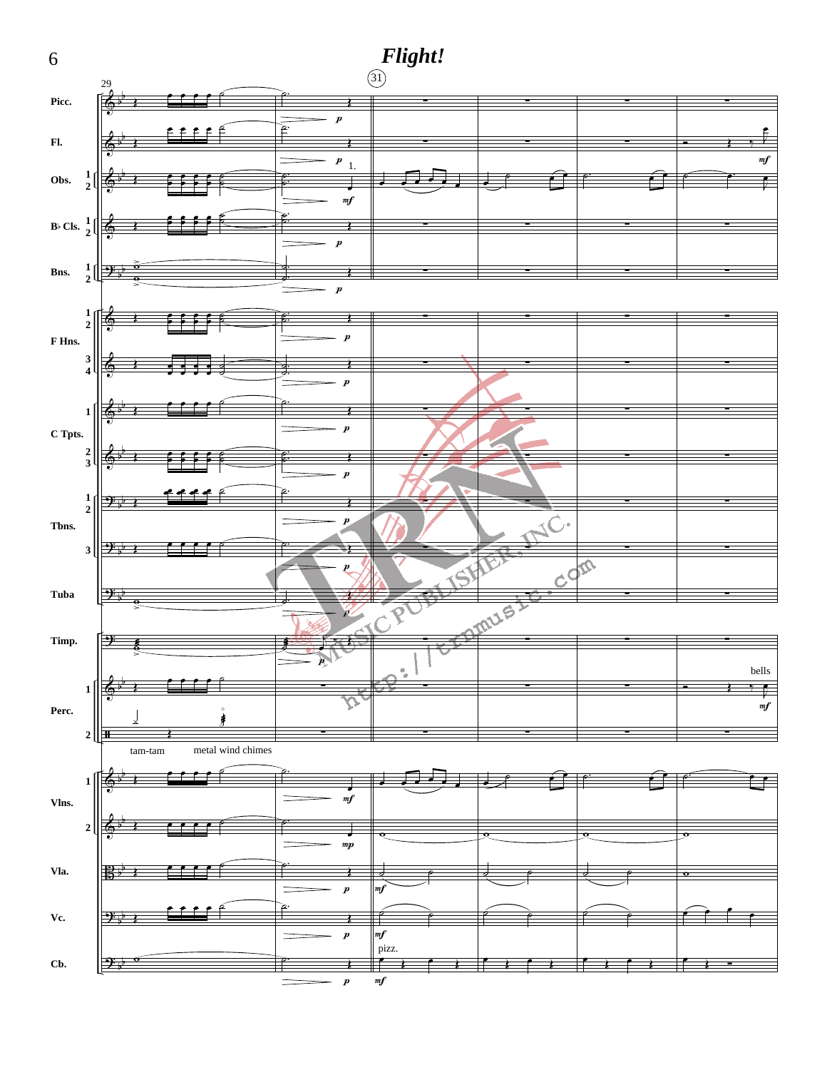# *Flight!*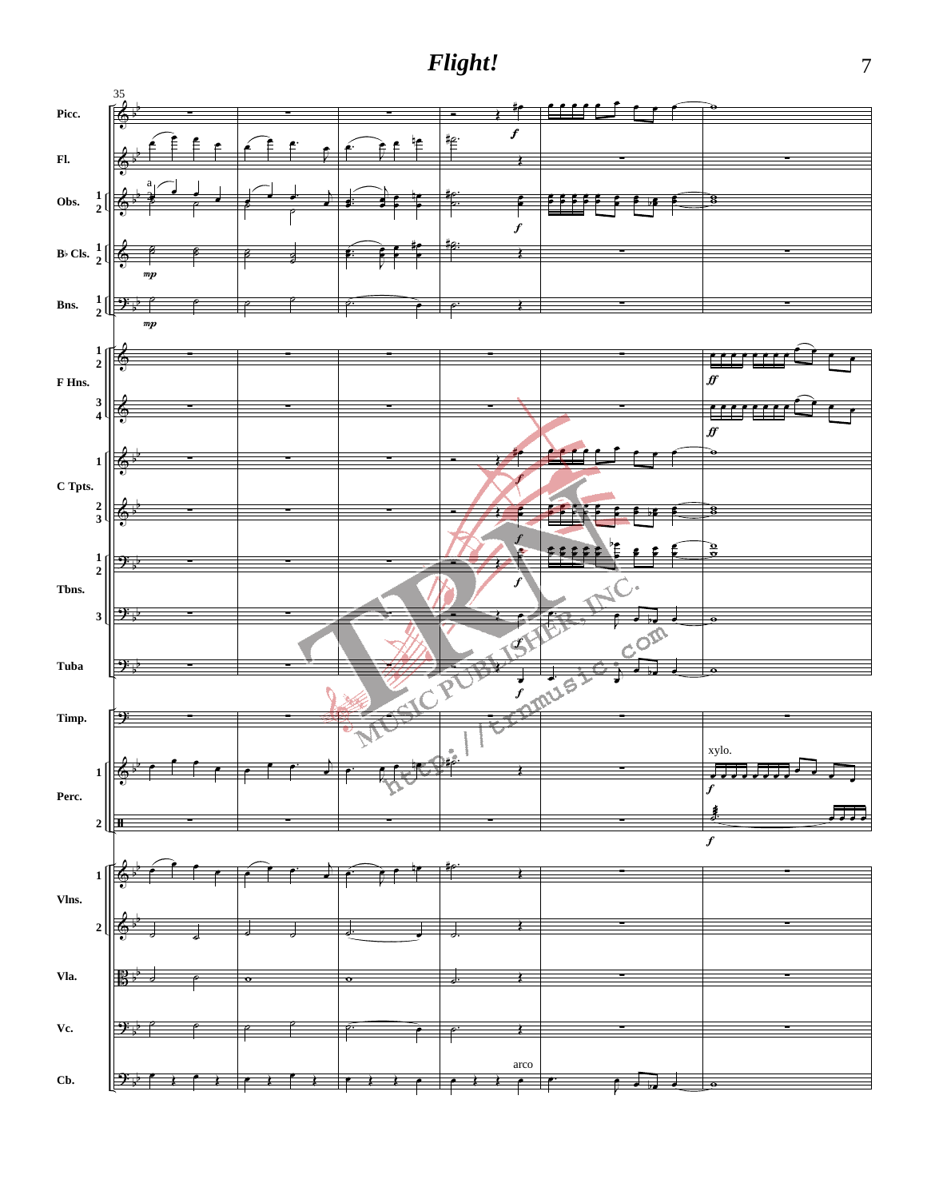# *Flight!*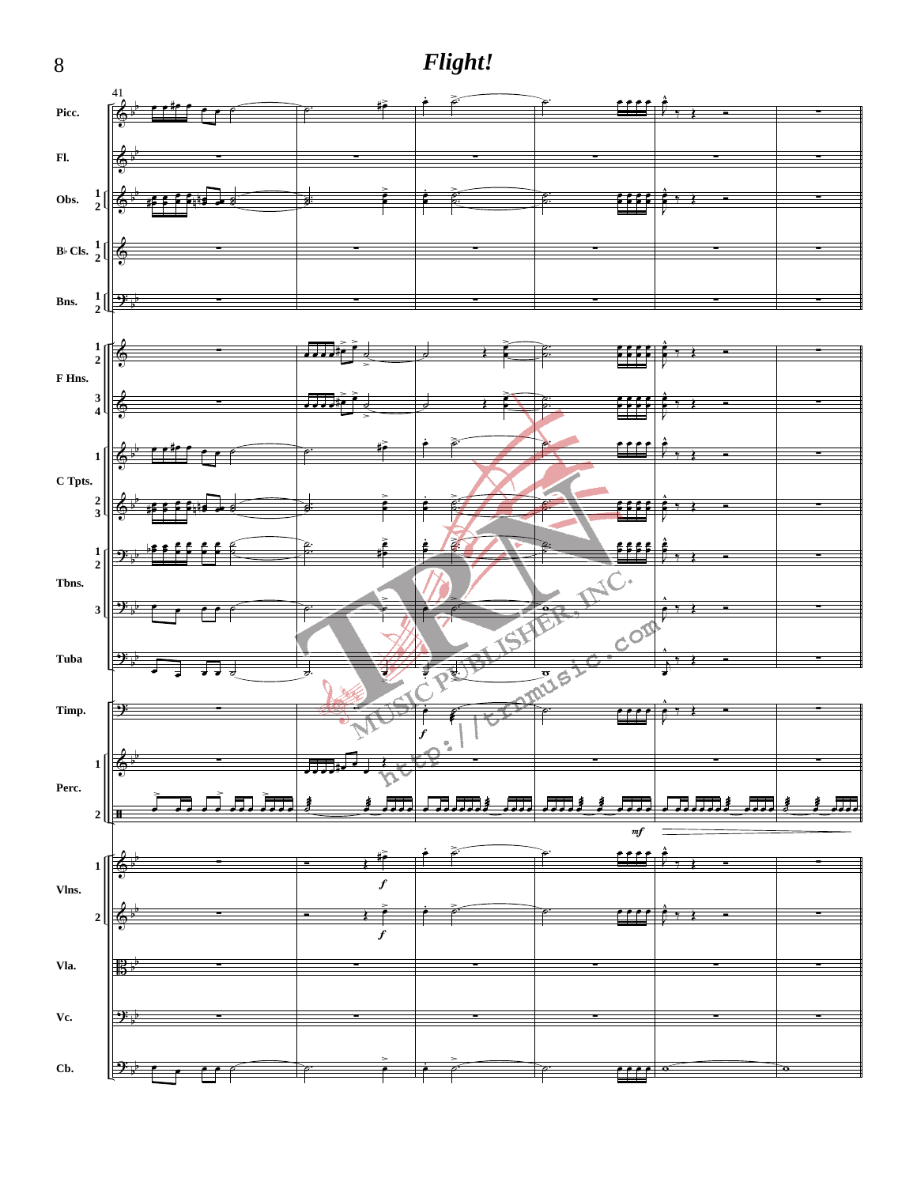# *Flight!*

41

Picc.

Fl.

Obs. 1 2

B♭ Cls. 1 2

Bns. 1 2

F Hns. 1 2 3 4

C Tpts. 1 2 3

Tbns. 1 2 3

Tuba

Timp.

Perc. 1 2

Vlns. 1 2

Vla.

Vc.

Cb.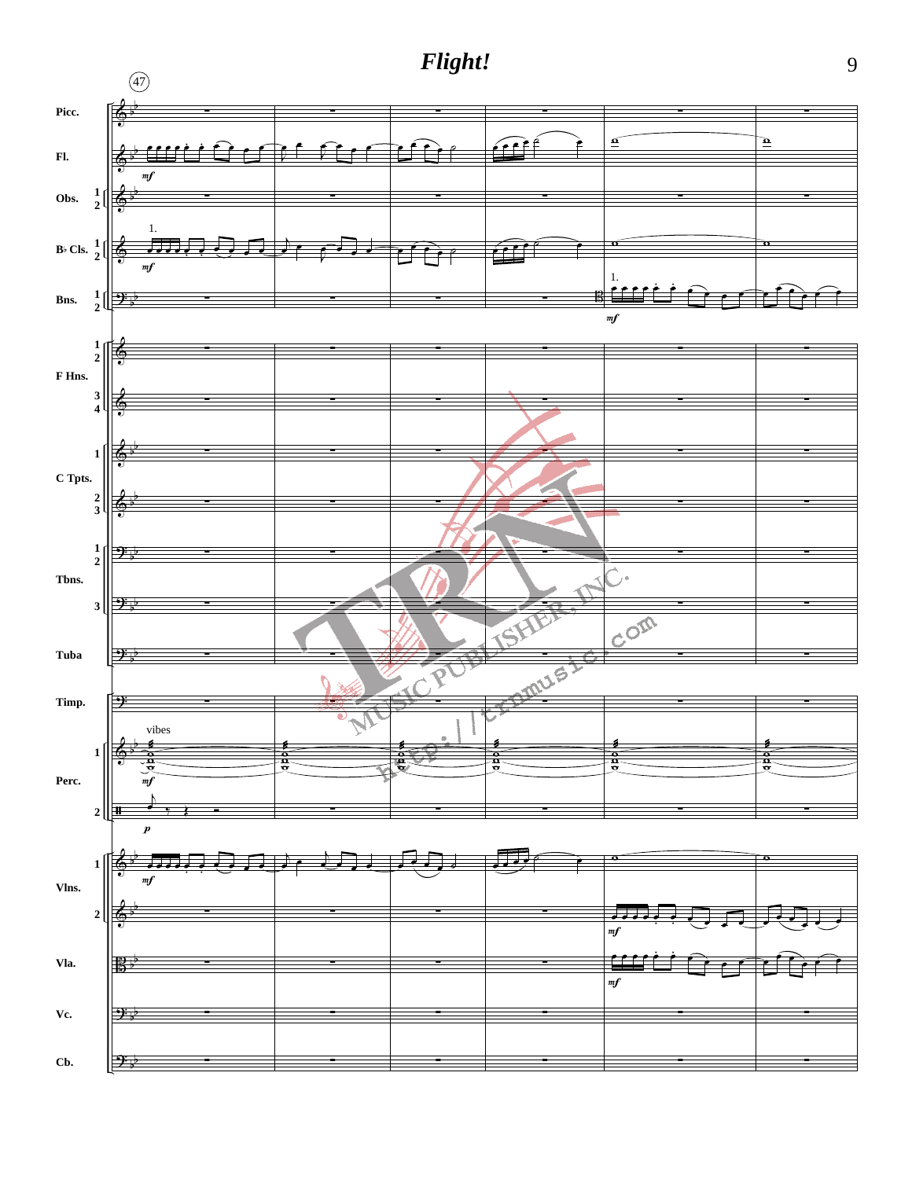# *Flight!*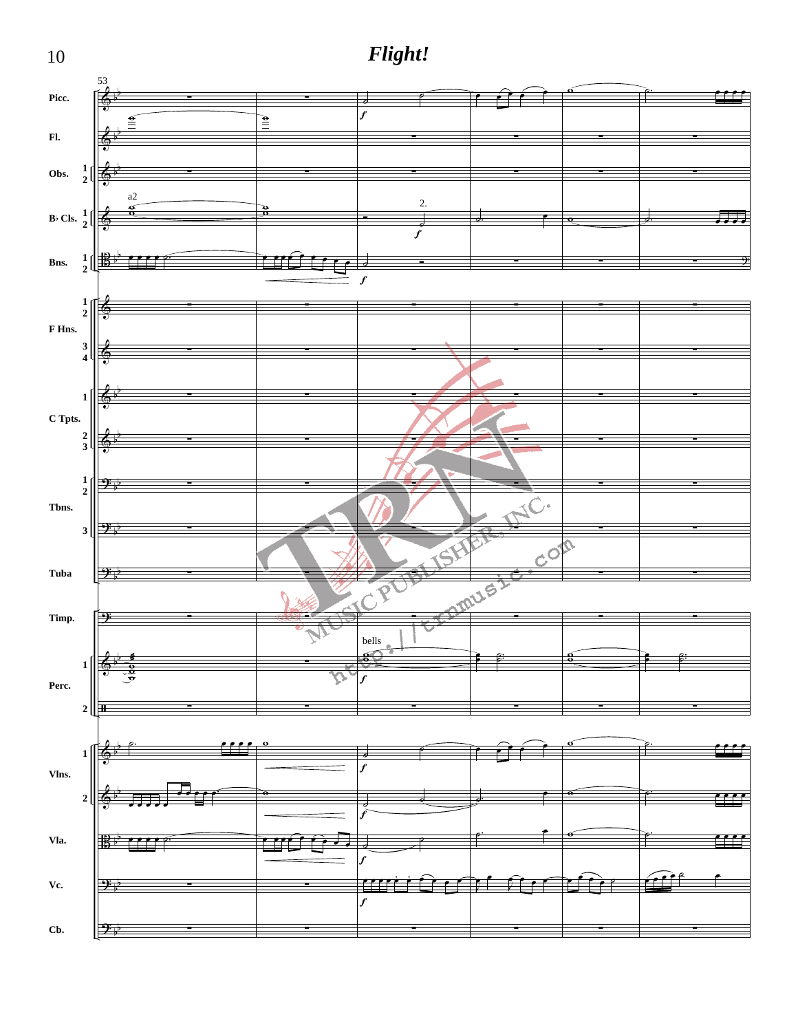# *Flight!*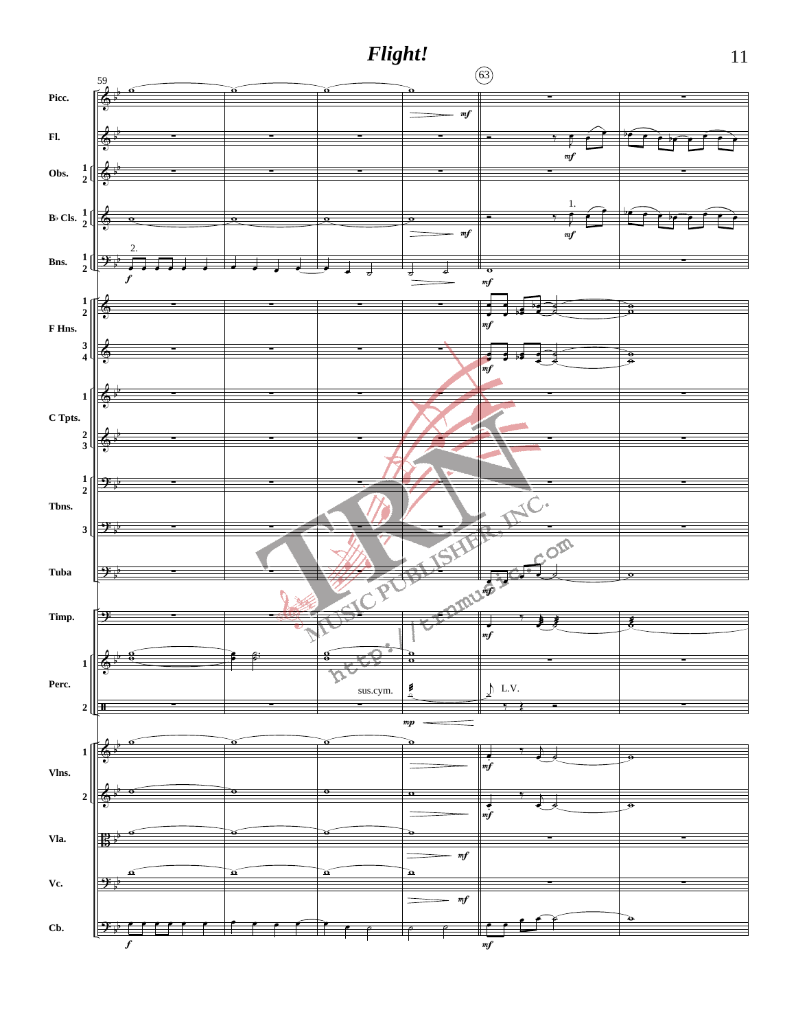# *Flight!*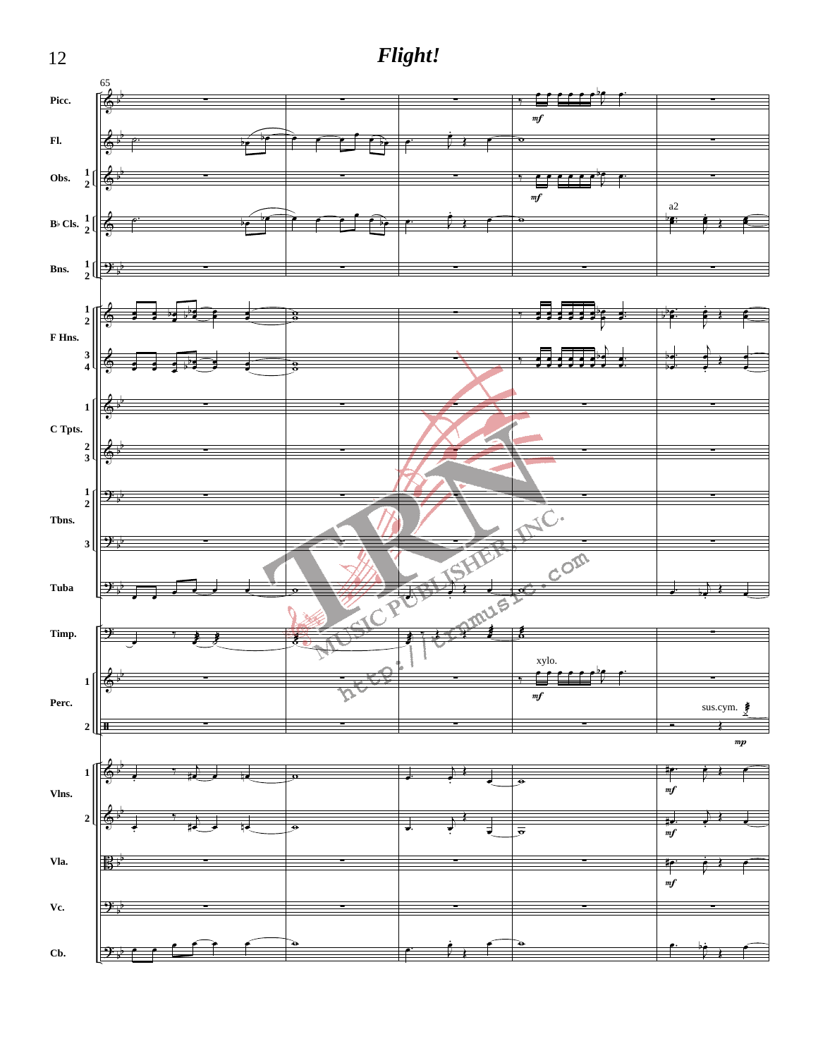# *Flight!*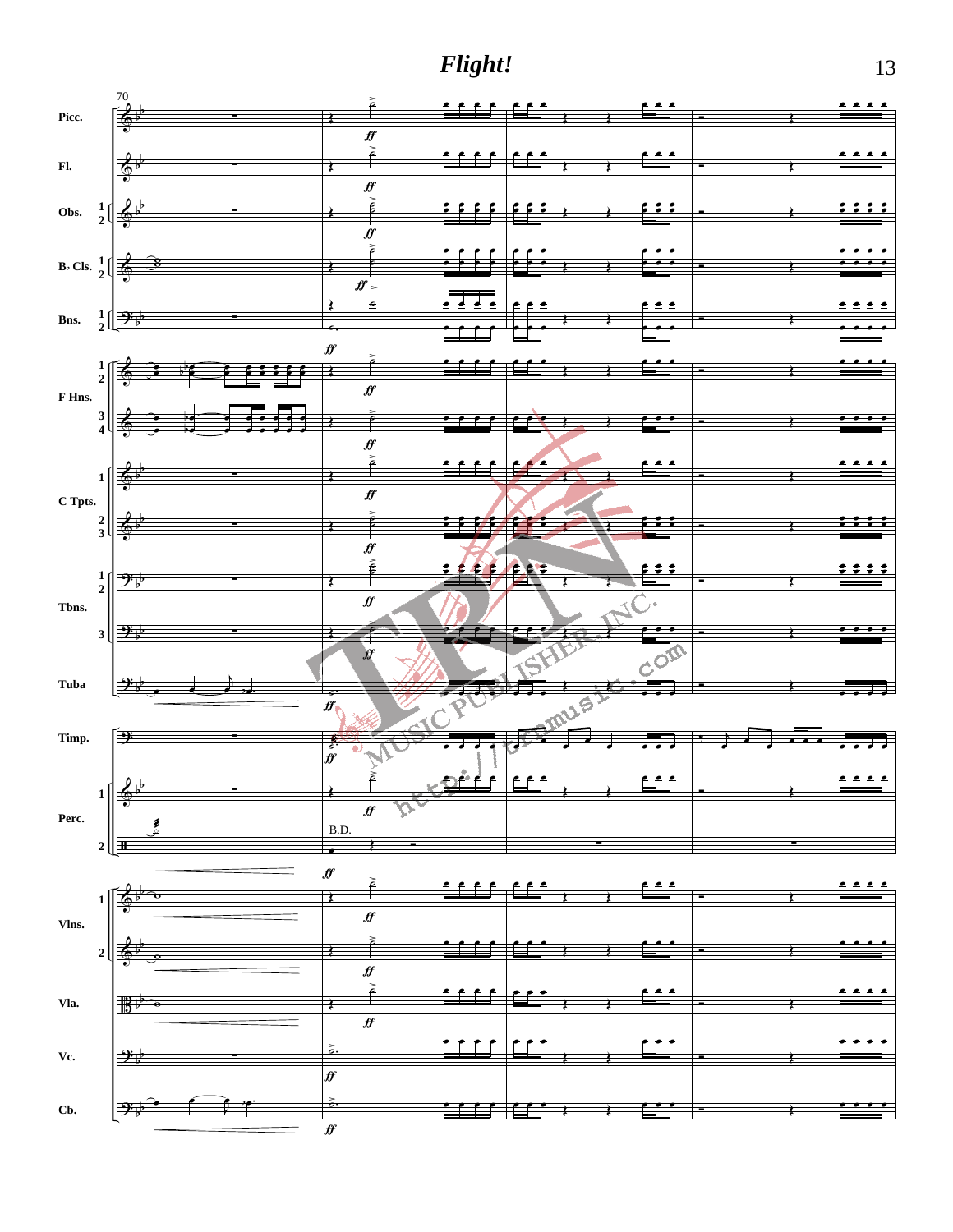# *Flight!*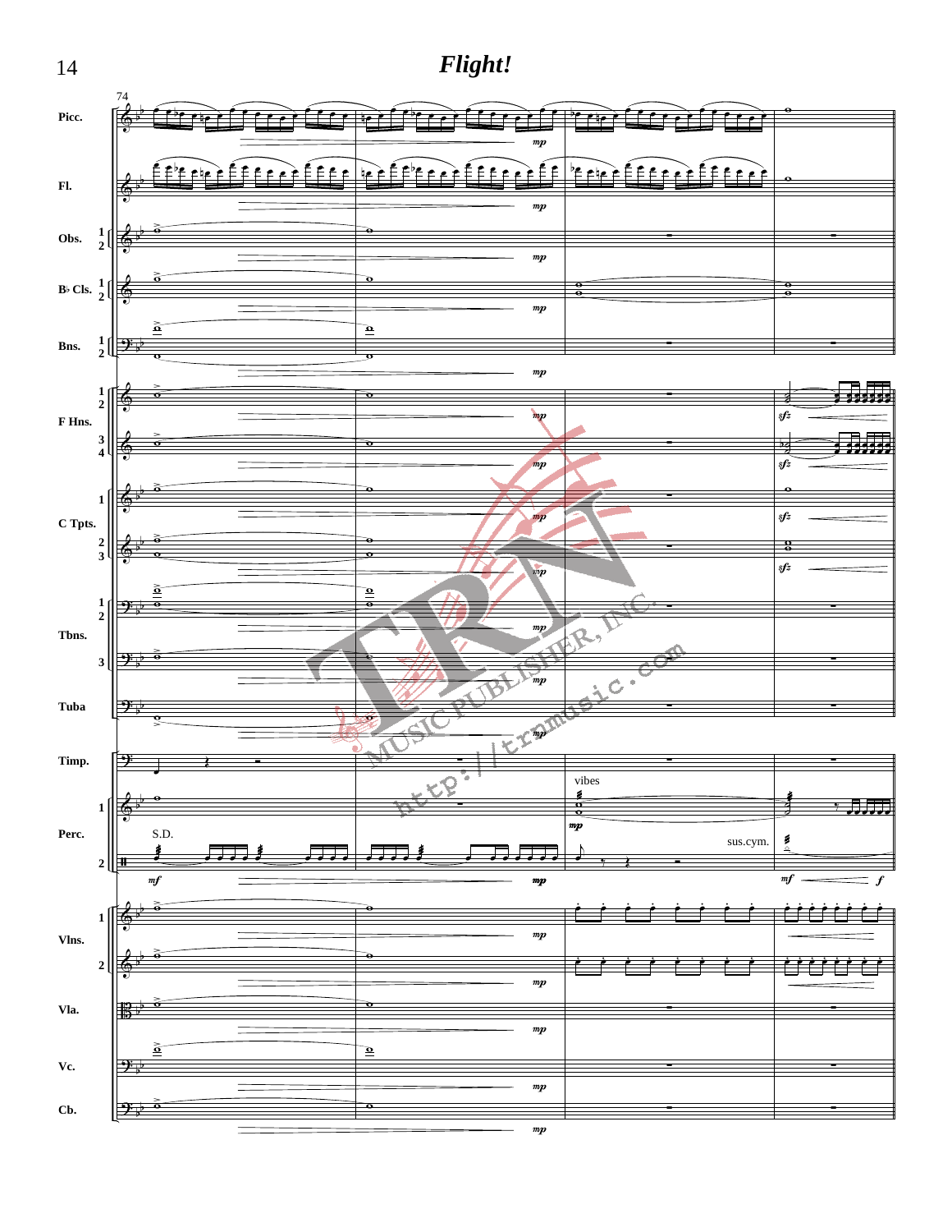# *Flight!*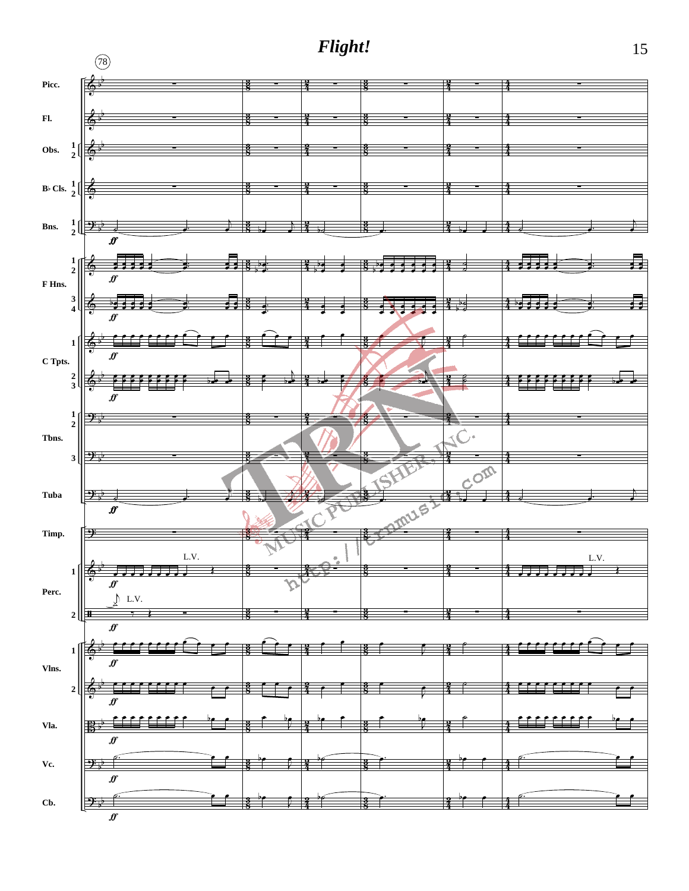# *Flight!*

(78)

Picc.

Fl.

Obs. 1 2

B♭ Cls. 1 2

Bns. 1 2

F Hns. 1 2

3 4

C Tpts. 1

2 3

Tbns. 1 2

3

Tuba

Timp.

Perc. 1

L.V.

L.V.

2

Vlns. 1

2

Vla.

Vc.

Cb.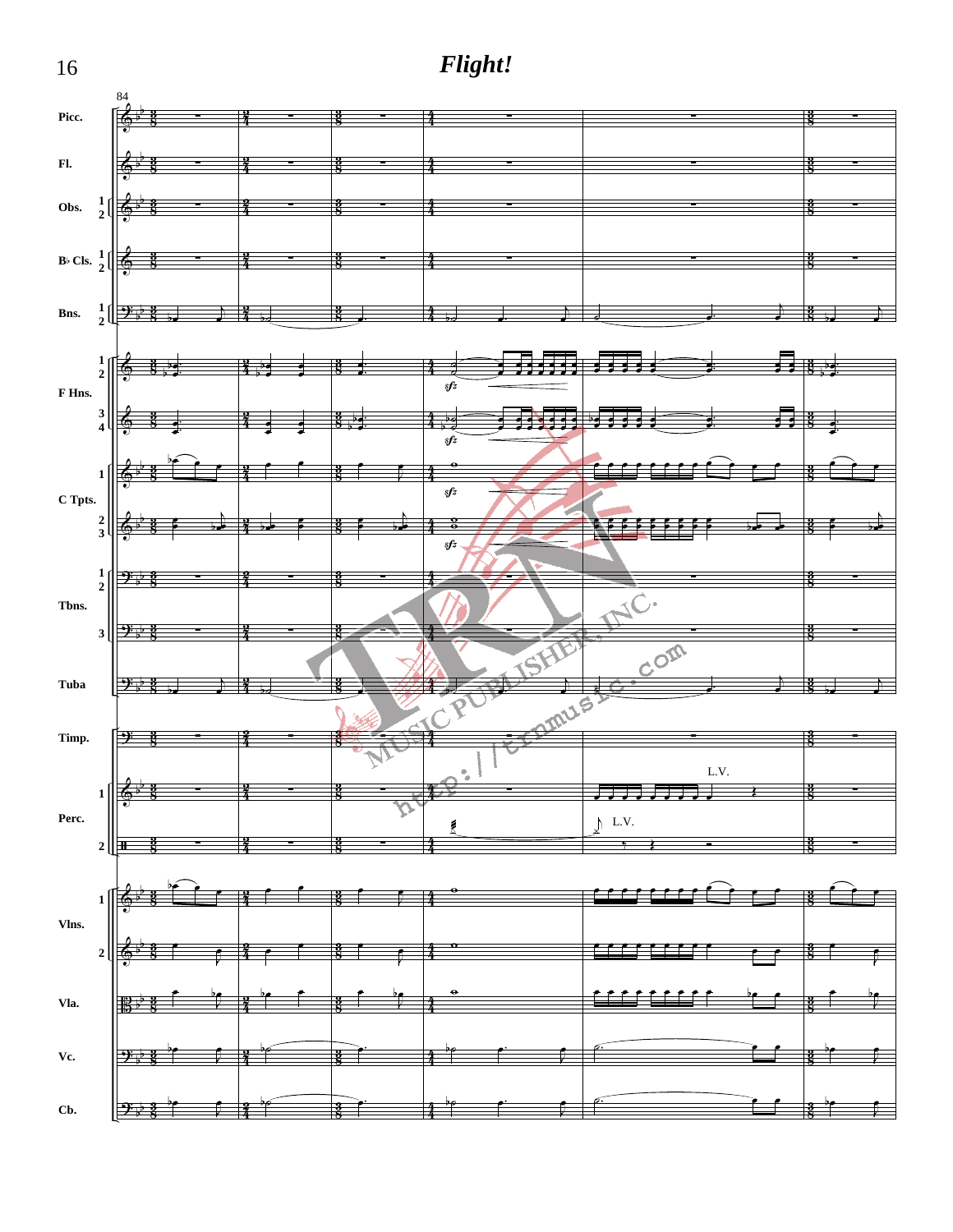# *Flight!*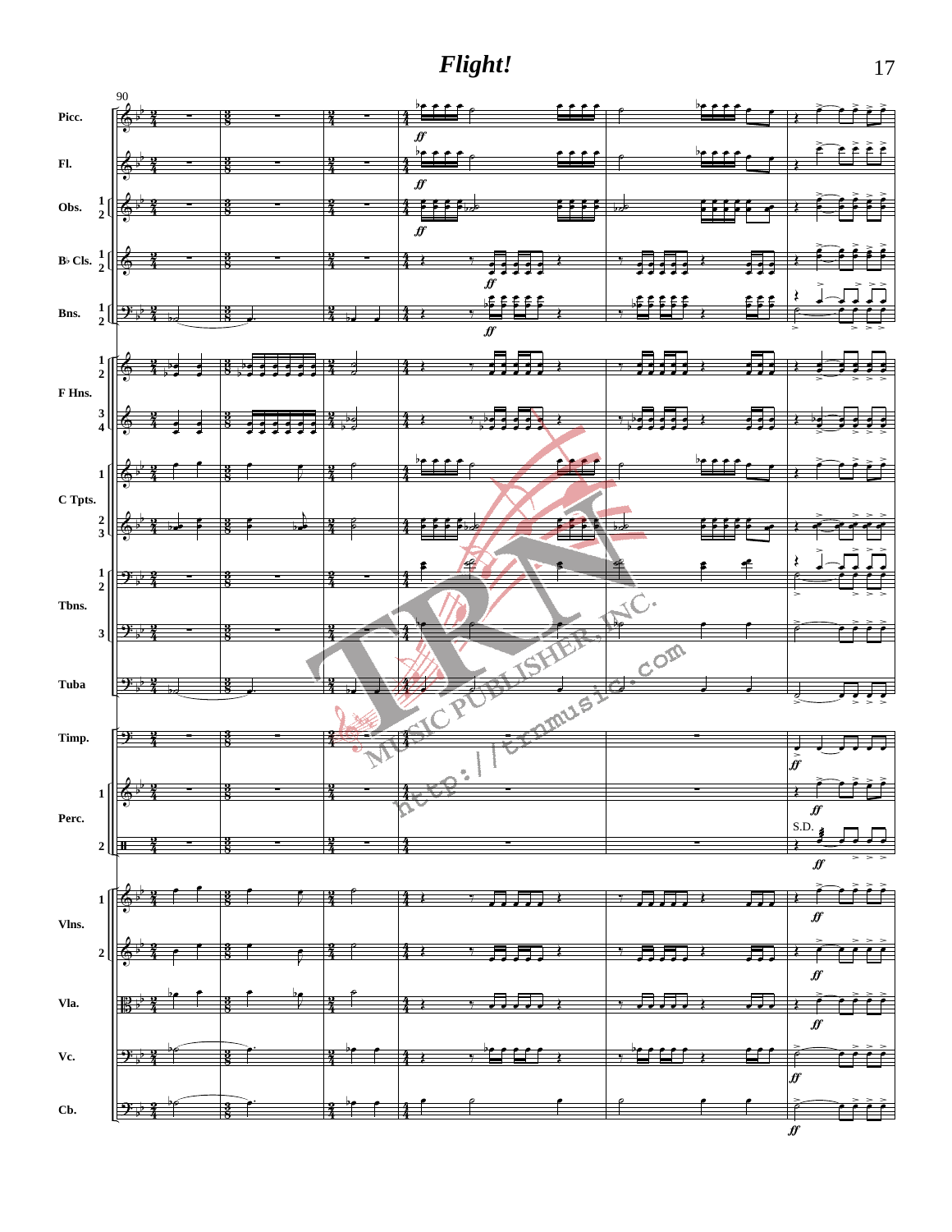# *Flight!*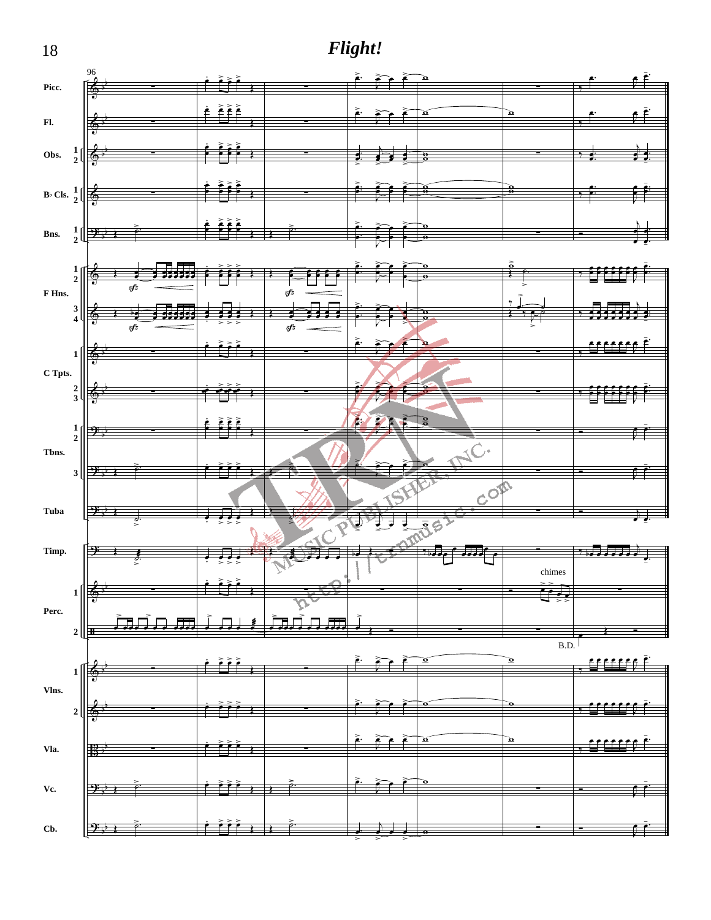# *Flight!*